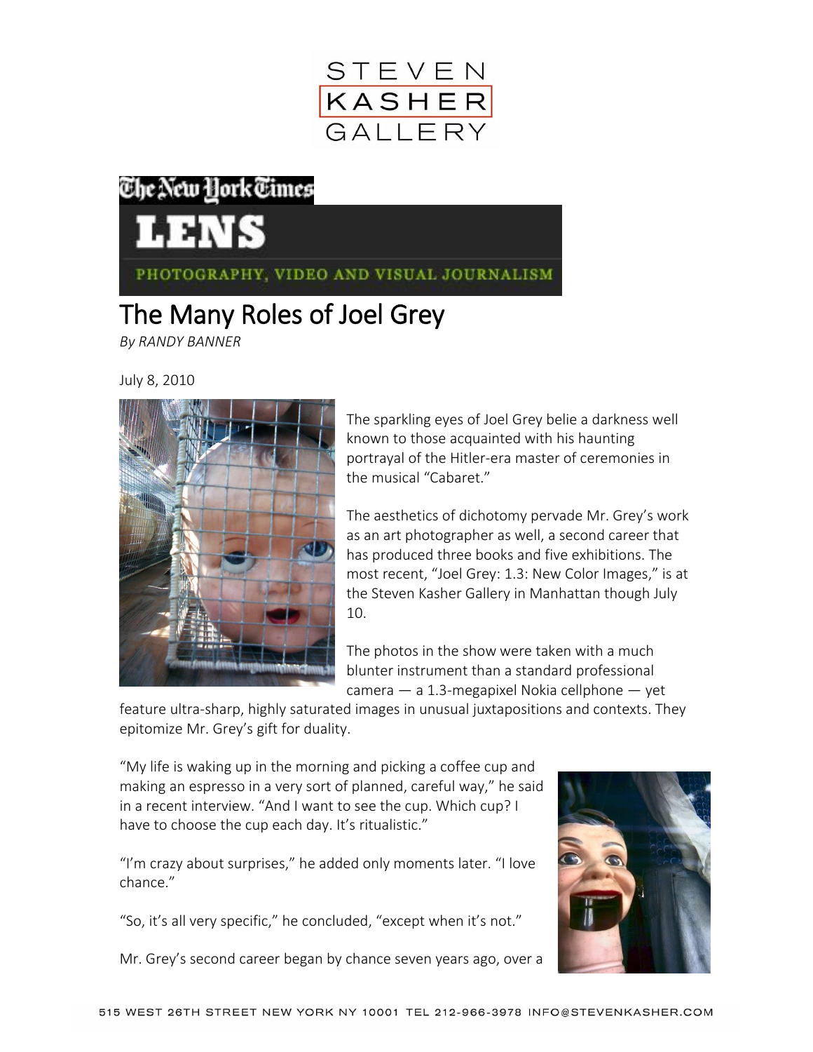STEVEN
KASHER
GALLERY

The New York Times

# LENS

PHOTOGRAPHY, VIDEO AND VISUAL JOURNALISM

# The Many Roles of Joel Grey

*By RANDY BANNER*

July 8, 2010

The sparkling eyes of Joel Grey belie a darkness well known to those acquainted with his haunting portrayal of the Hitler-era master of ceremonies in the musical "Cabaret."

The aesthetics of dichotomy pervade Mr. Grey's work as an art photographer as well, a second career that has produced three books and five exhibitions. The most recent, "Joel Grey: 1.3: New Color Images," is at the Steven Kasher Gallery in Manhattan though July 10.

The photos in the show were taken with a much blunter instrument than a standard professional camera — a 1.3-megapixel Nokia cellphone — yet feature ultra-sharp, highly saturated images in unusual juxtapositions and contexts. They epitomize Mr. Grey's gift for duality.

"My life is waking up in the morning and picking a coffee cup and making an espresso in a very sort of planned, careful way," he said in a recent interview. "And I want to see the cup. Which cup? I have to choose the cup each day. It's ritualistic."

"I'm crazy about surprises," he added only moments later. "I love chance."

"So, it's all very specific," he concluded, "except when it's not."

Mr. Grey's second career began by chance seven years ago, over a

515 WEST 26TH STREET NEW YORK NY 10001 TEL 212-966-3978 INFO@STEVENKASHER.COM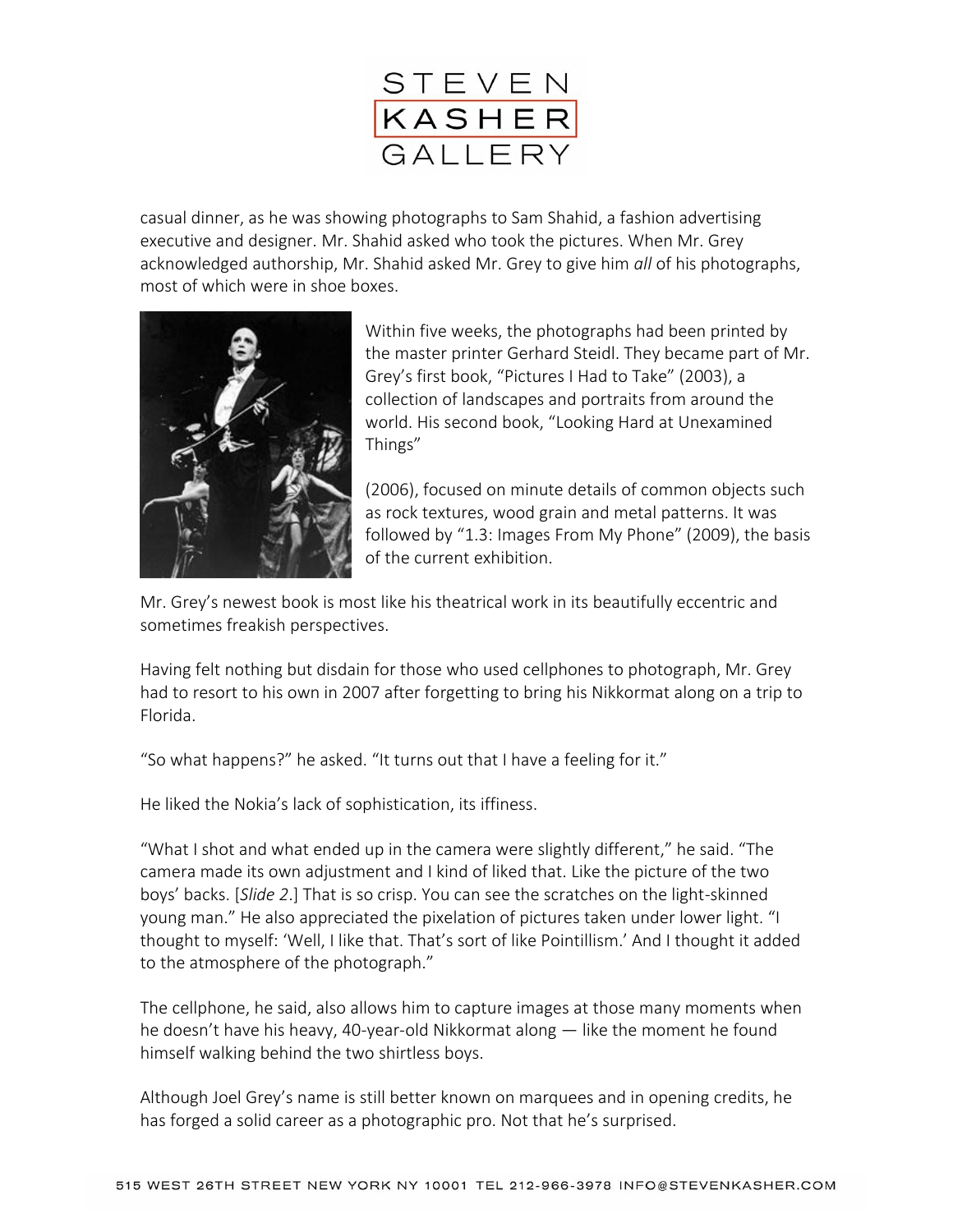casual dinner, as he was showing photographs to Sam Shahid, a fashion advertising executive and designer. Mr. Shahid asked who took the pictures. When Mr. Grey acknowledged authorship, Mr. Shahid asked Mr. Grey to give him *all* of his photographs, most of which were in shoe boxes.

Within five weeks, the photographs had been printed by the master printer Gerhard Steidl. They became part of Mr. Grey's first book, "Pictures I Had to Take" (2003), a collection of landscapes and portraits from around the world. His second book, "Looking Hard at Unexamined Things" (2006), focused on minute details of common objects such as rock textures, wood grain and metal patterns. It was followed by "1.3: Images From My Phone" (2009), the basis of the current exhibition.

Mr. Grey's newest book is most like his theatrical work in its beautifully eccentric and sometimes freakish perspectives.

Having felt nothing but disdain for those who used cellphones to photograph, Mr. Grey had to resort to his own in 2007 after forgetting to bring his Nikkormat along on a trip to Florida.

"So what happens?" he asked. "It turns out that I have a feeling for it."

He liked the Nokia's lack of sophistication, its iffiness.

"What I shot and what ended up in the camera were slightly different," he said. "The camera made its own adjustment and I kind of liked that. Like the picture of the two boys' backs. [*Slide 2*.] That is so crisp. You can see the scratches on the light-skinned young man." He also appreciated the pixelation of pictures taken under lower light. "I thought to myself: 'Well, I like that. That's sort of like Pointillism.' And I thought it added to the atmosphere of the photograph."

The cellphone, he said, also allows him to capture images at those many moments when he doesn't have his heavy, 40-year-old Nikkormat along — like the moment he found himself walking behind the two shirtless boys.

Although Joel Grey's name is still better known on marquees and in opening credits, he has forged a solid career as a photographic pro. Not that he's surprised.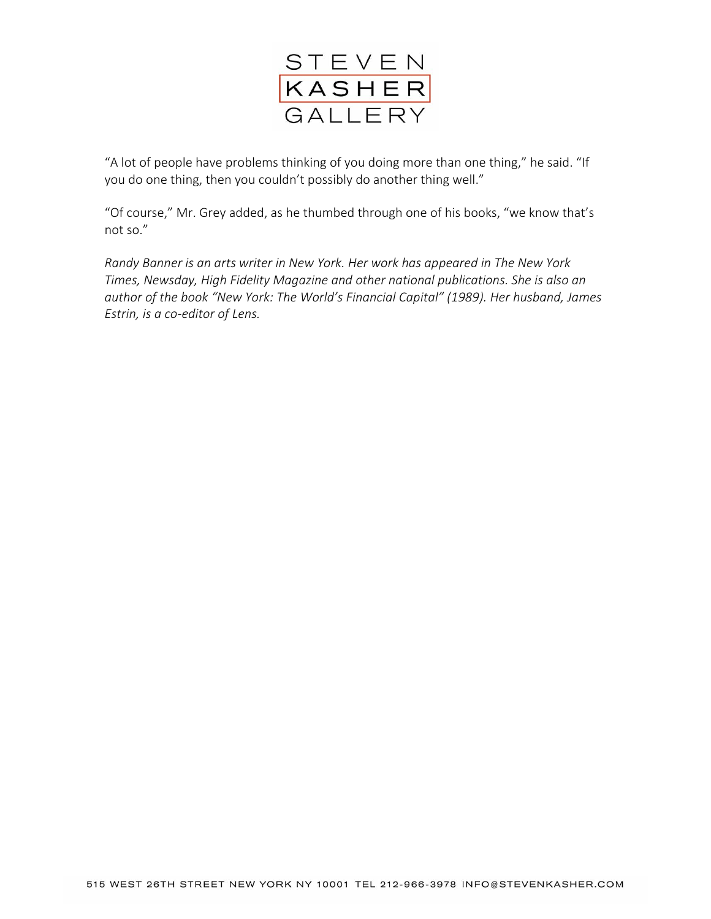"A lot of people have problems thinking of you doing more than one thing," he said. "If you do one thing, then you couldn't possibly do another thing well."

"Of course," Mr. Grey added, as he thumbed through one of his books, "we know that's not so."

*Randy Banner is an arts writer in New York. Her work has appeared in The New York Times, Newsday, High Fidelity Magazine and other national publications. She is also an author of the book "New York: The World's Financial Capital" (1989). Her husband, James Estrin, is a co-editor of Lens.*